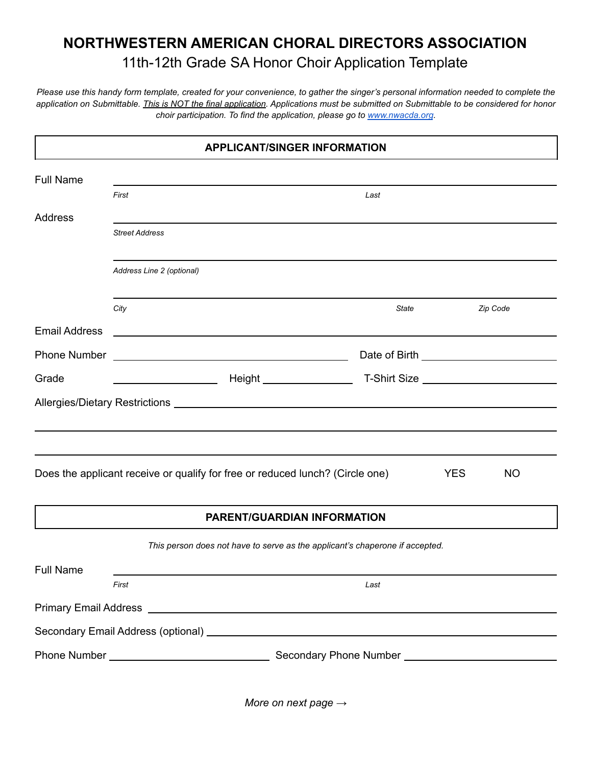# NORTHWESTERN AMERICAN CHORAL DIRECTORS ASSOCIATION

## 11th-12th Grade SA Honor Choir Application Template

*Please use this handy form template, created for your convenience, to gather the singer's personal information needed to complete the application on Submittable. This is NOT the final application. Applications must be submitted on Submittable to be considered for honor choir participation. To find the application, please go to [www.nwacda.org](www.nwacda.org).*

## APPLICANT/SINGER INFORMATION

Full Name ______________________________________________
*First* *Last*

Address ______________________________________________
*Street Address*

______________________________________________
*Address Line 2 (optional)*

______________________________________________
*City* *State* *Zip Code*

Email Address ______________________________________________

Phone Number ______________________ Date of Birth ______________________

Grade ____________ Height ____________ T-Shirt Size ____________

Allergies/Dietary Restrictions ______________________________________________

______________________________________________

______________________________________________

Does the applicant receive or qualify for free or reduced lunch? (Circle one) YES NO

## PARENT/GUARDIAN INFORMATION

*This person does not have to serve as the applicant's chaperone if accepted.*

Full Name ______________________________________________
*First* *Last*

Primary Email Address ______________________________________________

Secondary Email Address (optional) ______________________________________________

Phone Number ______________________ Secondary Phone Number ______________________

*More on next page →*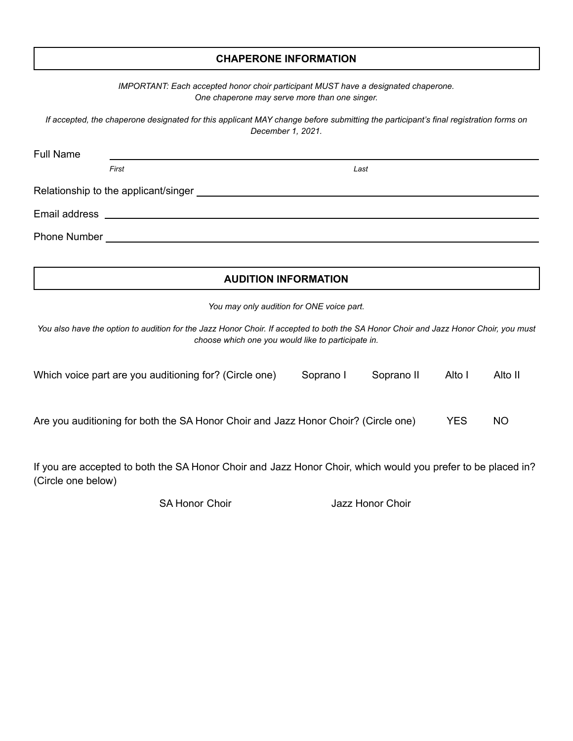## CHAPERONE INFORMATION

*IMPORTANT: Each accepted honor choir participant MUST have a designated chaperone.*
*One chaperone may serve more than one singer.*

*If accepted, the chaperone designated for this applicant MAY change before submitting the participant's final registration forms on December 1, 2021.*

Full Name ______________________________________________
*First* *Last*

Relationship to the applicant/singer ______________________________________________

Email address ______________________________________________

Phone Number ______________________________________________

## AUDITION INFORMATION

*You may only audition for ONE voice part.*

*You also have the option to audition for the Jazz Honor Choir. If accepted to both the SA Honor Choir and Jazz Honor Choir, you must choose which one you would like to participate in.*

Which voice part are you auditioning for? (Circle one) Soprano I Soprano II Alto I Alto II

Are you auditioning for both the SA Honor Choir and Jazz Honor Choir? (Circle one) YES NO

If you are accepted to both the SA Honor Choir and Jazz Honor Choir, which would you prefer to be placed in? (Circle one below)

SA Honor Choir Jazz Honor Choir